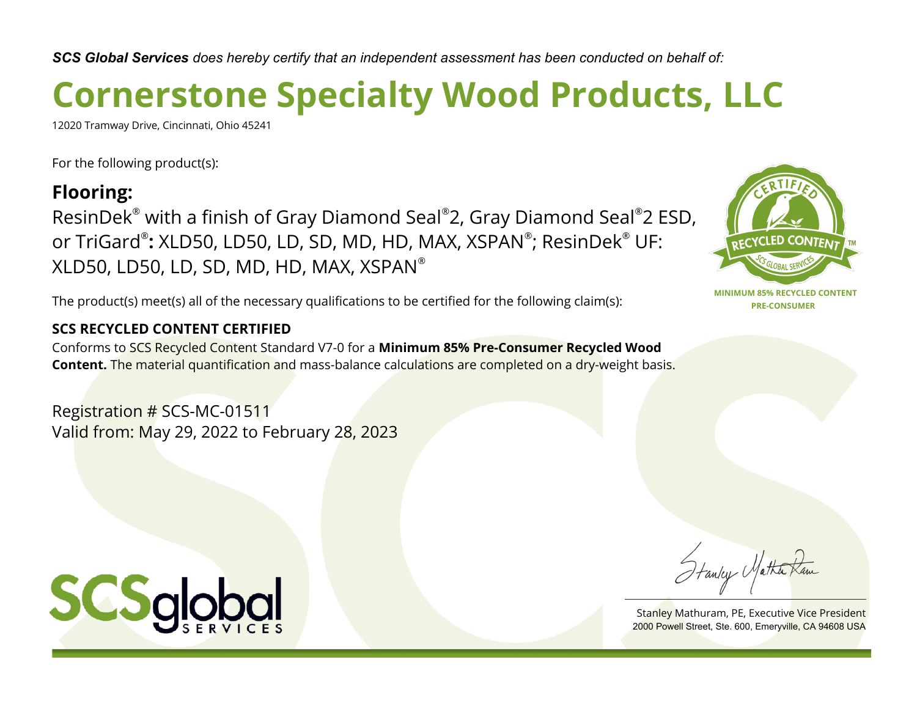***SCS Global Services** does hereby certify that an independent assessment has been conducted on behalf of:*

# Cornerstone Specialty Wood Products, LLC

12020 Tramway Drive, Cincinnati, Ohio 45241

For the following product(s):

## Flooring:

ResinDek® with a finish of Gray Diamond Seal®2, Gray Diamond Seal®2 ESD, or TriGard®**:** XLD50, LD50, LD, SD, MD, HD, MAX, XSPAN®; ResinDek® UF: XLD50, LD50, LD, SD, MD, HD, MAX, XSPAN®

CERTIFIED RECYCLED CONTENT SCS GLOBAL SERVICES ™

**MINIMUM 85% RECYCLED CONTENT PRE-CONSUMER**

The product(s) meet(s) all of the necessary qualifications to be certified for the following claim(s):

**SCS RECYCLED CONTENT CERTIFIED**

Conforms to SCS Recycled Content Standard V7-0 for a **Minimum 85% Pre-Consumer Recycled Wood Content.** The material quantification and mass-balance calculations are completed on a dry-weight basis.

Registration # SCS-MC-01511

Valid from: May 29, 2022 to February 28, 2023

SCSglobal SERVICES

Stanley Mathuram, PE, Executive Vice President

2000 Powell Street, Ste. 600, Emeryville, CA 94608 USA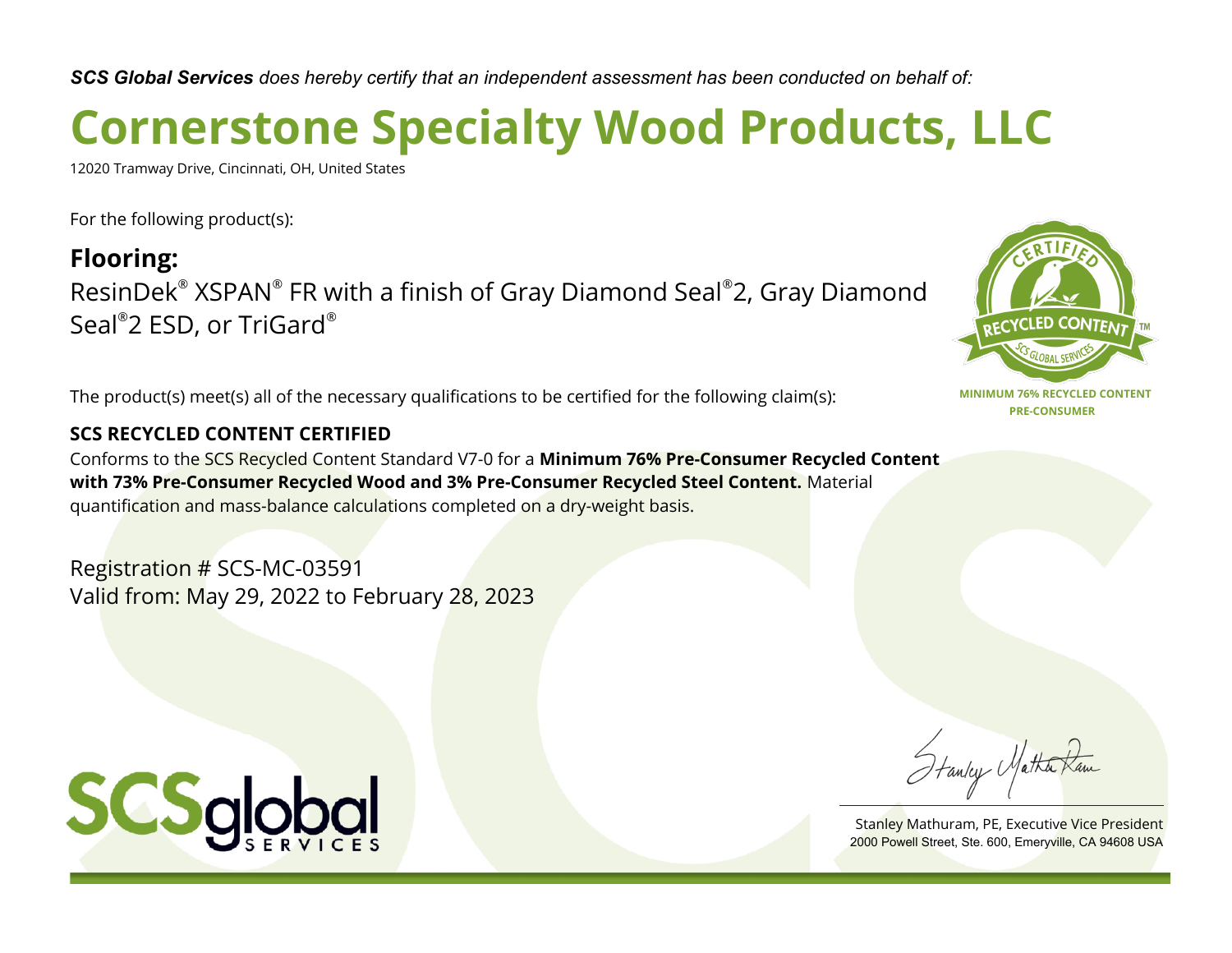***SCS Global Services*** *does hereby certify that an independent assessment has been conducted on behalf of:*

# Cornerstone Specialty Wood Products, LLC

12020 Tramway Drive, Cincinnati, OH, United States

For the following product(s):

## Flooring:

ResinDek® XSPAN® FR with a finish of Gray Diamond Seal®2, Gray Diamond Seal®2 ESD, or TriGard®

CERTIFIED RECYCLED CONTENT™ SCS GLOBAL SERVICES

**MINIMUM 76% RECYCLED CONTENT PRE-CONSUMER**

The product(s) meet(s) all of the necessary qualifications to be certified for the following claim(s):

**SCS RECYCLED CONTENT CERTIFIED**

Conforms to the SCS Recycled Content Standard V7-0 for a **Minimum 76% Pre-Consumer Recycled Content with 73% Pre-Consumer Recycled Wood and 3% Pre-Consumer Recycled Steel Content.** Material quantification and mass-balance calculations completed on a dry-weight basis.

Registration # SCS-MC-03591
Valid from: May 29, 2022 to February 28, 2023

SCSglobal SERVICES

Stanley Mathuram, PE, Executive Vice President
2000 Powell Street, Ste. 600, Emeryville, CA 94608 USA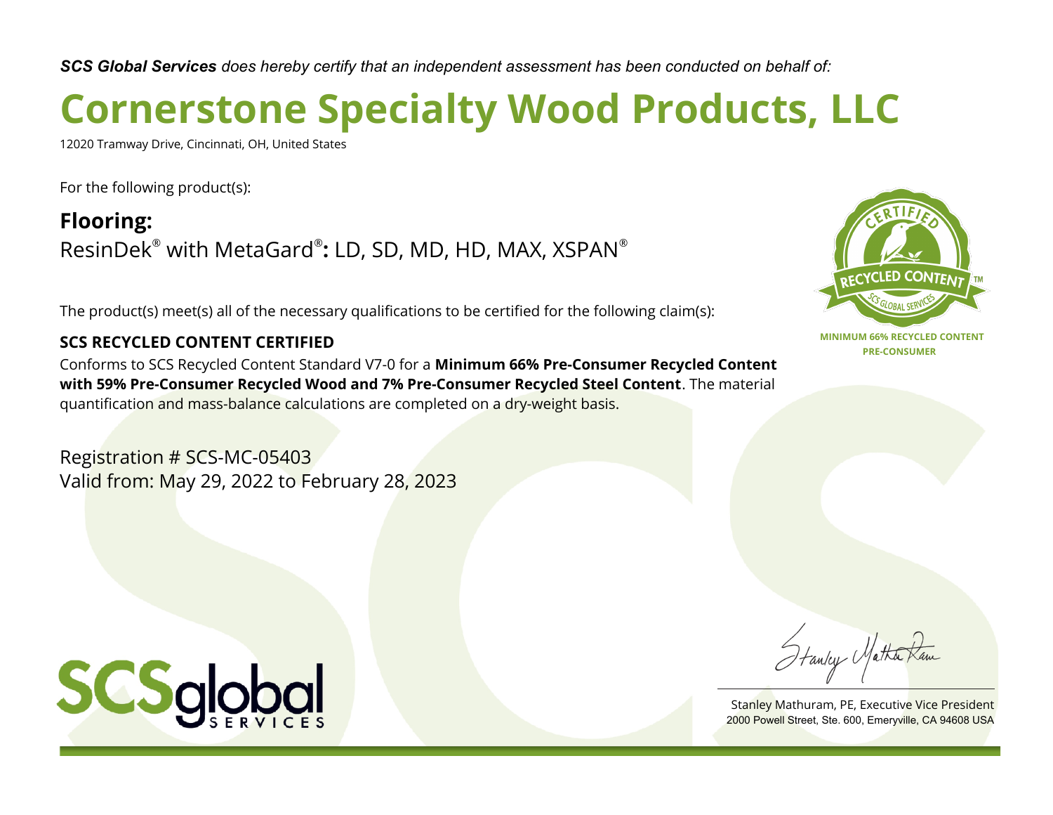***SCS Global Services*** *does hereby certify that an independent assessment has been conducted on behalf of:*

# Cornerstone Specialty Wood Products, LLC

12020 Tramway Drive, Cincinnati, OH, United States

For the following product(s):

**Flooring:**

ResinDek® with MetaGard®**:** LD, SD, MD, HD, MAX, XSPAN®

The product(s) meet(s) all of the necessary qualifications to be certified for the following claim(s):

**SCS RECYCLED CONTENT CERTIFIED**

Conforms to SCS Recycled Content Standard V7-0 for a **Minimum 66% Pre-Consumer Recycled Content with 59% Pre-Consumer Recycled Wood and 7% Pre-Consumer Recycled Steel Content**. The material quantification and mass-balance calculations are completed on a dry-weight basis.

CERTIFIED RECYCLED CONTENT SCS GLOBAL SERVICES™

**MINIMUM 66% RECYCLED CONTENT PRE-CONSUMER**

Registration # SCS-MC-05403

Valid from: May 29, 2022 to February 28, 2023

SCSglobal SERVICES

Stanley Mathuram, PE, Executive Vice President

2000 Powell Street, Ste. 600, Emeryville, CA 94608 USA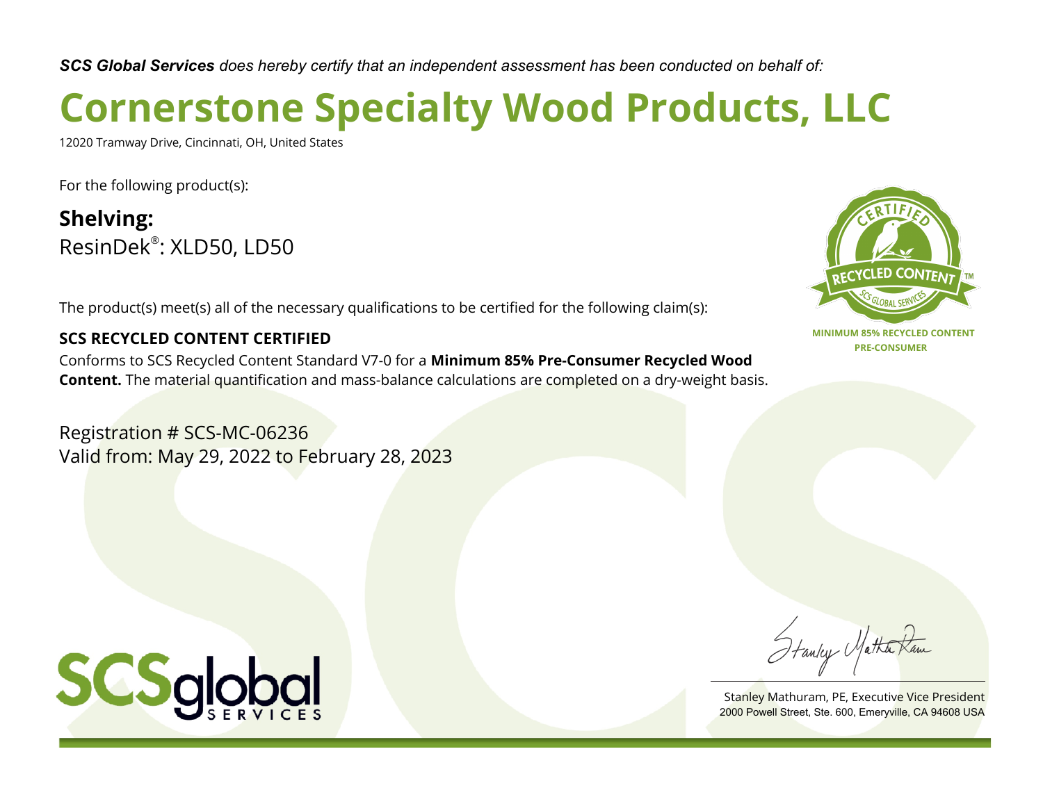***SCS Global Services** does hereby certify that an independent assessment has been conducted on behalf of:*

# Cornerstone Specialty Wood Products, LLC

12020 Tramway Drive, Cincinnati, OH, United States

For the following product(s):

**Shelving:**
ResinDek®: XLD50, LD50

The product(s) meet(s) all of the necessary qualifications to be certified for the following claim(s):

**SCS RECYCLED CONTENT CERTIFIED**

Conforms to SCS Recycled Content Standard V7-0 for a **Minimum 85% Pre-Consumer Recycled Wood Content.** The material quantification and mass-balance calculations are completed on a dry-weight basis.

CERTIFIED RECYCLED CONTENT™ SCS GLOBAL SERVICES

**MINIMUM 85% RECYCLED CONTENT PRE-CONSUMER**

Registration # SCS-MC-06236
Valid from: May 29, 2022 to February 28, 2023

SCSglobal SERVICES

Stanley Mathuram, PE, Executive Vice President
2000 Powell Street, Ste. 600, Emeryville, CA 94608 USA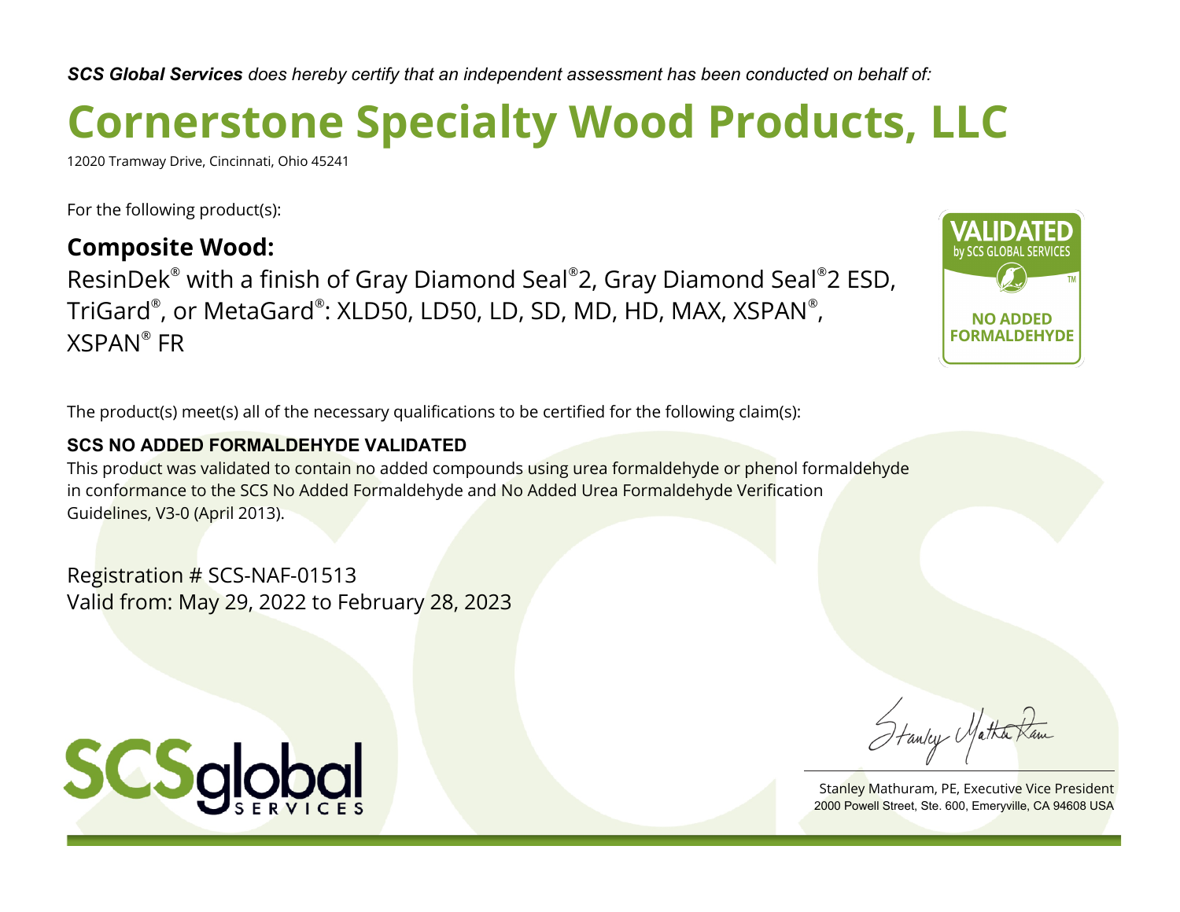***SCS Global Services** does hereby certify that an independent assessment has been conducted on behalf of:*

# Cornerstone Specialty Wood Products, LLC

12020 Tramway Drive, Cincinnati, Ohio 45241

For the following product(s):

## Composite Wood:

ResinDek® with a finish of Gray Diamond Seal®2, Gray Diamond Seal®2 ESD, TriGard®, or MetaGard®: XLD50, LD50, LD, SD, MD, HD, MAX, XSPAN®, XSPAN® FR

VALIDATED by SCS GLOBAL SERVICES
NO ADDED FORMALDEHYDE

The product(s) meet(s) all of the necessary qualifications to be certified for the following claim(s):

**SCS NO ADDED FORMALDEHYDE VALIDATED**

This product was validated to contain no added compounds using urea formaldehyde or phenol formaldehyde in conformance to the SCS No Added Formaldehyde and No Added Urea Formaldehyde Verification Guidelines, V3-0 (April 2013).

Registration # SCS-NAF-01513
Valid from: May 29, 2022 to February 28, 2023

SCSglobal SERVICES

Stanley Mathuram, PE, Executive Vice President
2000 Powell Street, Ste. 600, Emeryville, CA 94608 USA